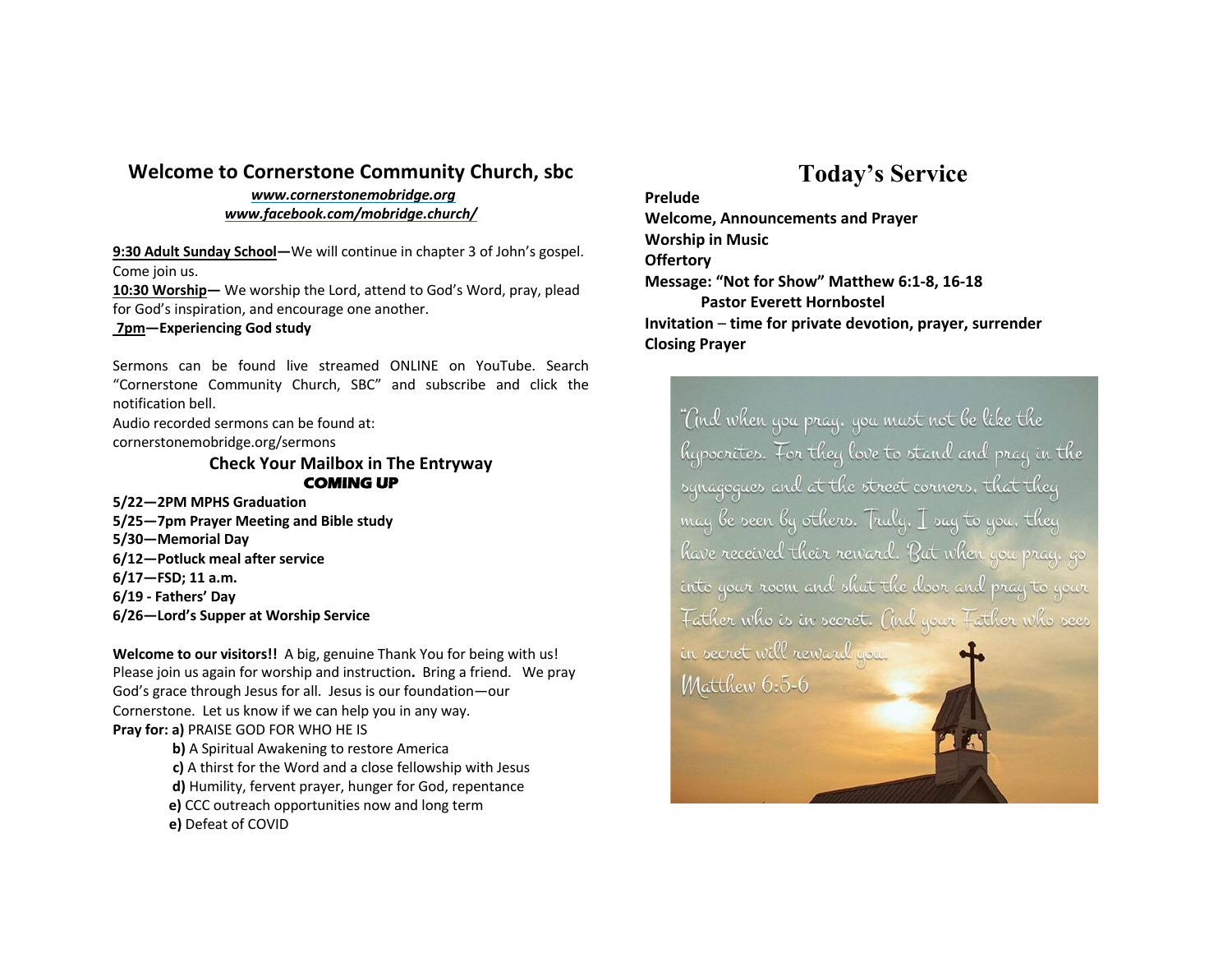## Welcome to Cornerstone Community Church, sbc

***www.cornerstonemobridge.org***
***www.facebook.com/mobridge.church/***

**9:30 Adult Sunday School—**We will continue in chapter 3 of John's gospel. Come join us.
**10:30 Worship—** We worship the Lord, attend to God's Word, pray, plead for God's inspiration, and encourage one another.
**7pm—Experiencing God study**

Sermons can be found live streamed ONLINE on YouTube. Search "Cornerstone Community Church, SBC" and subscribe and click the notification bell.
Audio recorded sermons can be found at:
cornerstonemobridge.org/sermons

### Check Your Mailbox in The Entryway

**COMING UP**

**5/22—2PM MPHS Graduation**
**5/25—7pm Prayer Meeting and Bible study**
**5/30—Memorial Day**
**6/12—Potluck meal after service**
**6/17—FSD; 11 a.m.**
**6/19 - Fathers' Day**
**6/26—Lord's Supper at Worship Service**

**Welcome to our visitors!!** A big, genuine Thank You for being with us! Please join us again for worship and instruction**.** Bring a friend. We pray God's grace through Jesus for all. Jesus is our foundation—our Cornerstone. Let us know if we can help you in any way.

**Pray for: a)** PRAISE GOD FOR WHO HE IS
**b)** A Spiritual Awakening to restore America
**c)** A thirst for the Word and a close fellowship with Jesus
**d)** Humility, fervent prayer, hunger for God, repentance
**e)** CCC outreach opportunities now and long term
**e)** Defeat of COVID

# Today's Service

**Prelude**
**Welcome, Announcements and Prayer**
**Worship in Music**
**Offertory**
**Message: "Not for Show" Matthew 6:1-8, 16-18**
**Pastor Everett Hornbostel**
**Invitation – time for private devotion, prayer, surrender**
**Closing Prayer**

"And when you pray, you must not be like the hypocrites. For they love to stand and pray in the synagogues and at the street corners, that they may be seen by others. Truly, I say to you, they have received their reward. But when you pray, go into your room and shut the door and pray to your Father who is in secret. And your Father who sees in secret will reward you.
Matthew 6:5-6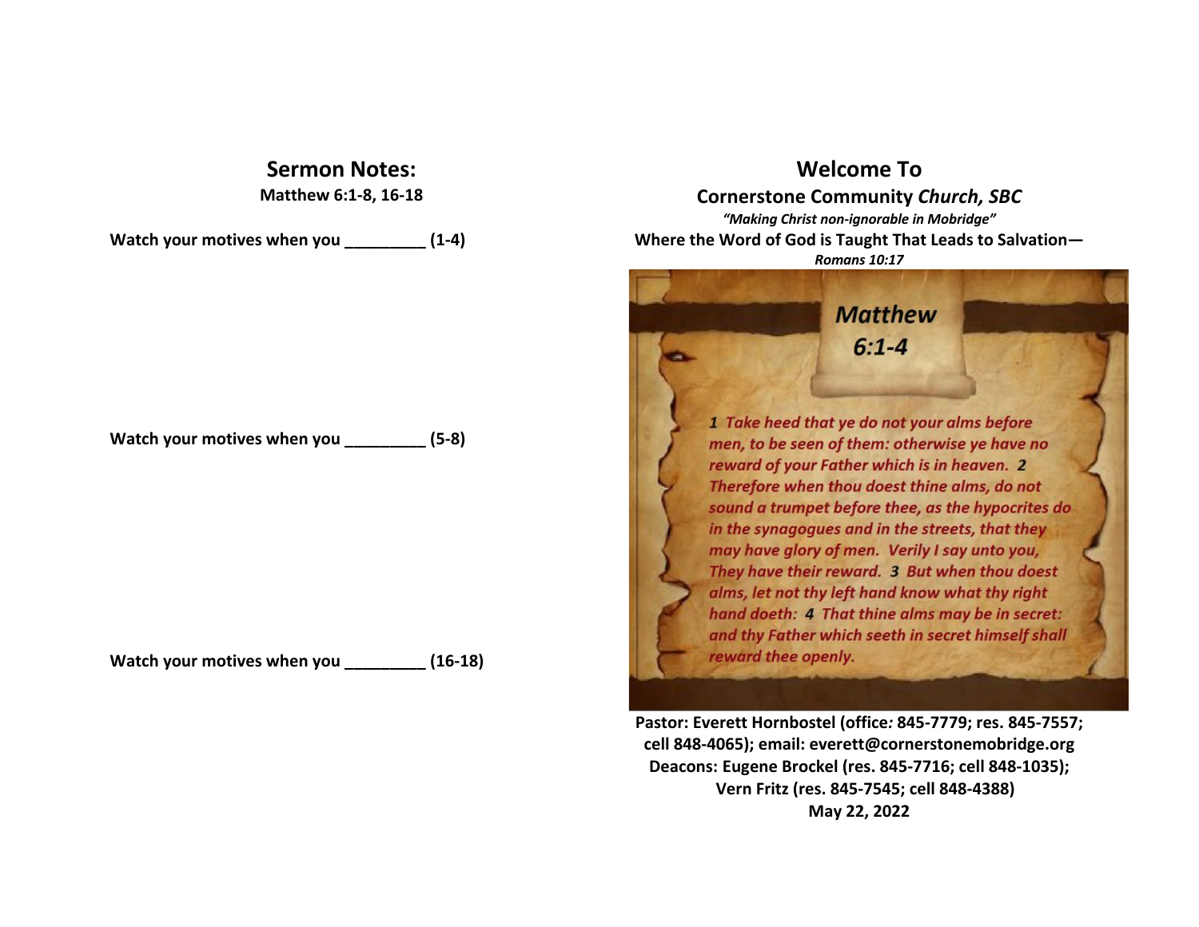## Sermon Notes:

**Matthew 6:1-8, 16-18**

**Watch your motives when you _________ (1-4)**

**Watch your motives when you _________ (5-8)**

**Watch your motives when you _________ (16-18)**

## Welcome To

### Cornerstone Community *Church, SBC*

***"Making Christ non-ignorable in Mobridge"***

**Where the Word of God is Taught That Leads to Salvation—**

***Romans 10:17***

*Matthew 6:1-4*

*1 Take heed that ye do not your alms before men, to be seen of them: otherwise ye have no reward of your Father which is in heaven. 2 Therefore when thou doest thine alms, do not sound a trumpet before thee, as the hypocrites do in the synagogues and in the streets, that they may have glory of men. Verily I say unto you, They have their reward. 3 But when thou doest alms, let not thy left hand know what thy right hand doeth: 4 That thine alms may be in secret: and thy Father which seeth in secret himself shall reward thee openly.*

**Pastor: Everett Hornbostel (office: 845-7779; res. 845-7557; cell 848-4065); email: everett@cornerstonemobridge.org**
**Deacons: Eugene Brockel (res. 845-7716; cell 848-1035); Vern Fritz (res. 845-7545; cell 848-4388)**
**May 22, 2022**